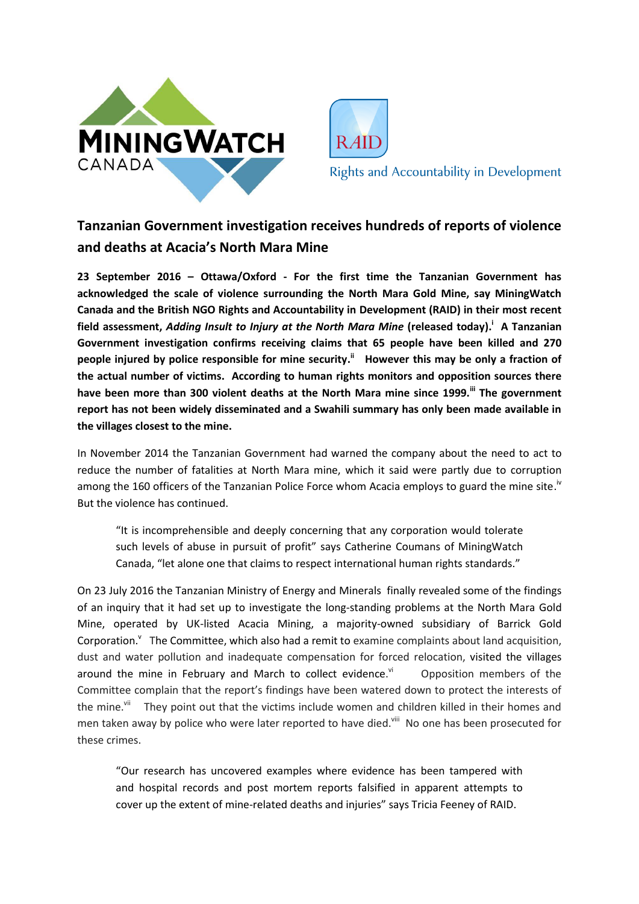MININGWATCH CANADA

RAID
Rights and Accountability in Development

## Tanzanian Government investigation receives hundreds of reports of violence and deaths at Acacia's North Mara Mine

**23 September 2016 – Ottawa/Oxford - For the first time the Tanzanian Government has acknowledged the scale of violence surrounding the North Mara Gold Mine, say MiningWatch Canada and the British NGO Rights and Accountability in Development (RAID) in their most recent field assessment, *Adding Insult to Injury at the North Mara Mine* (released today).[i] A Tanzanian Government investigation confirms receiving claims that 65 people have been killed and 270 people injured by police responsible for mine security.[ii] However this may be only a fraction of the actual number of victims. According to human rights monitors and opposition sources there have been more than 300 violent deaths at the North Mara mine since 1999.[iii] The government report has not been widely disseminated and a Swahili summary has only been made available in the villages closest to the mine.**

In November 2014 the Tanzanian Government had warned the company about the need to act to reduce the number of fatalities at North Mara mine, which it said were partly due to corruption among the 160 officers of the Tanzanian Police Force whom Acacia employs to guard the mine site.[iv] But the violence has continued.

> "It is incomprehensible and deeply concerning that any corporation would tolerate such levels of abuse in pursuit of profit" says Catherine Coumans of MiningWatch Canada, "let alone one that claims to respect international human rights standards."

On 23 July 2016 the Tanzanian Ministry of Energy and Minerals finally revealed some of the findings of an inquiry that it had set up to investigate the long-standing problems at the North Mara Gold Mine, operated by UK-listed Acacia Mining, a majority-owned subsidiary of Barrick Gold Corporation.[v] The Committee, which also had a remit to examine complaints about land acquisition, dust and water pollution and inadequate compensation for forced relocation, visited the villages around the mine in February and March to collect evidence.[vi] Opposition members of the Committee complain that the report's findings have been watered down to protect the interests of the mine.[vii] They point out that the victims include women and children killed in their homes and men taken away by police who were later reported to have died.[viii] No one has been prosecuted for these crimes.

> "Our research has uncovered examples where evidence has been tampered with and hospital records and post mortem reports falsified in apparent attempts to cover up the extent of mine-related deaths and injuries" says Tricia Feeney of RAID.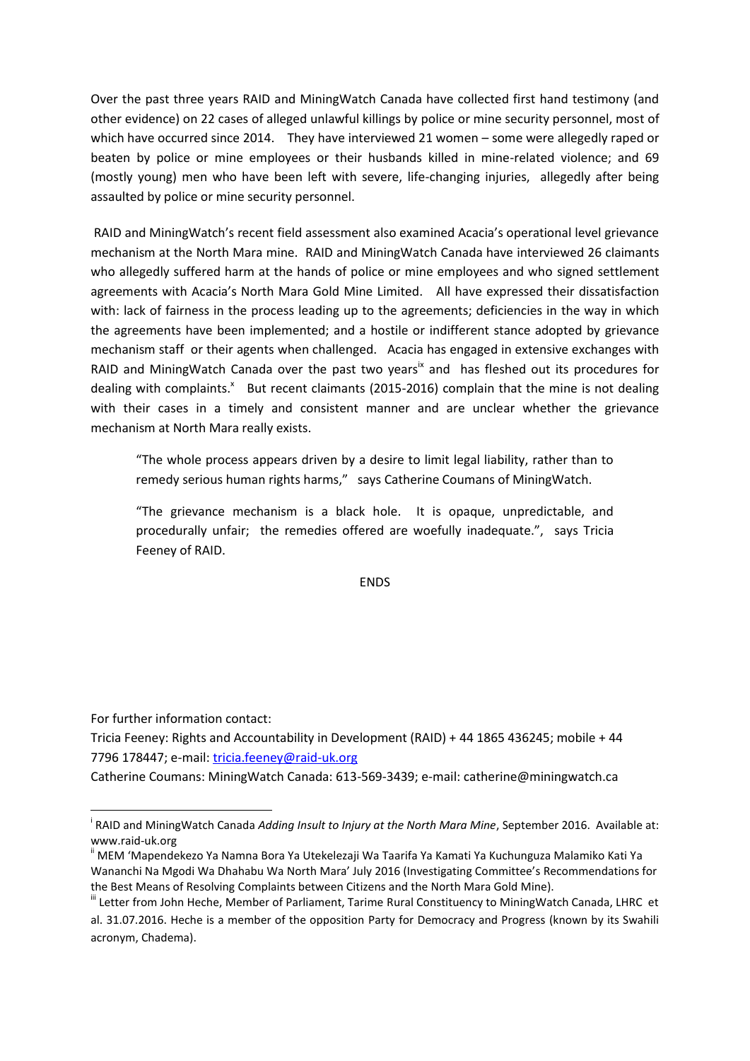Over the past three years RAID and MiningWatch Canada have collected first hand testimony (and other evidence) on 22 cases of alleged unlawful killings by police or mine security personnel, most of which have occurred since 2014. They have interviewed 21 women – some were allegedly raped or beaten by police or mine employees or their husbands killed in mine-related violence; and 69 (mostly young) men who have been left with severe, life-changing injuries, allegedly after being assaulted by police or mine security personnel.

RAID and MiningWatch's recent field assessment also examined Acacia's operational level grievance mechanism at the North Mara mine. RAID and MiningWatch Canada have interviewed 26 claimants who allegedly suffered harm at the hands of police or mine employees and who signed settlement agreements with Acacia's North Mara Gold Mine Limited. All have expressed their dissatisfaction with: lack of fairness in the process leading up to the agreements; deficiencies in the way in which the agreements have been implemented; and a hostile or indifferent stance adopted by grievance mechanism staff or their agents when challenged. Acacia has engaged in extensive exchanges with RAID and MiningWatch Canada over the past two years[ix] and has fleshed out its procedures for dealing with complaints.[x] But recent claimants (2015-2016) complain that the mine is not dealing with their cases in a timely and consistent manner and are unclear whether the grievance mechanism at North Mara really exists.

> "The whole process appears driven by a desire to limit legal liability, rather than to remedy serious human rights harms," says Catherine Coumans of MiningWatch.
>
> "The grievance mechanism is a black hole. It is opaque, unpredictable, and procedurally unfair; the remedies offered are woefully inadequate.", says Tricia Feeney of RAID.

ENDS

For further information contact:
Tricia Feeney: Rights and Accountability in Development (RAID) + 44 1865 436245; mobile + 44 7796 178447; e-mail: tricia.feeney@raid-uk.org
Catherine Coumans: MiningWatch Canada: 613-569-3439; e-mail: catherine@miningwatch.ca

---

[i] RAID and MiningWatch Canada *Adding Insult to Injury at the North Mara Mine*, September 2016. Available at: www.raid-uk.org

[ii] MEM 'Mapendekezo Ya Namna Bora Ya Utekelezaji Wa Taarifa Ya Kamati Ya Kuchunguza Malamiko Kati Ya Wananchi Na Mgodi Wa Dhahabu Wa North Mara' July 2016 (Investigating Committee's Recommendations for the Best Means of Resolving Complaints between Citizens and the North Mara Gold Mine).

[iii] Letter from John Heche, Member of Parliament, Tarime Rural Constituency to MiningWatch Canada, LHRC et al. 31.07.2016. Heche is a member of the opposition Party for Democracy and Progress (known by its Swahili acronym, Chadema).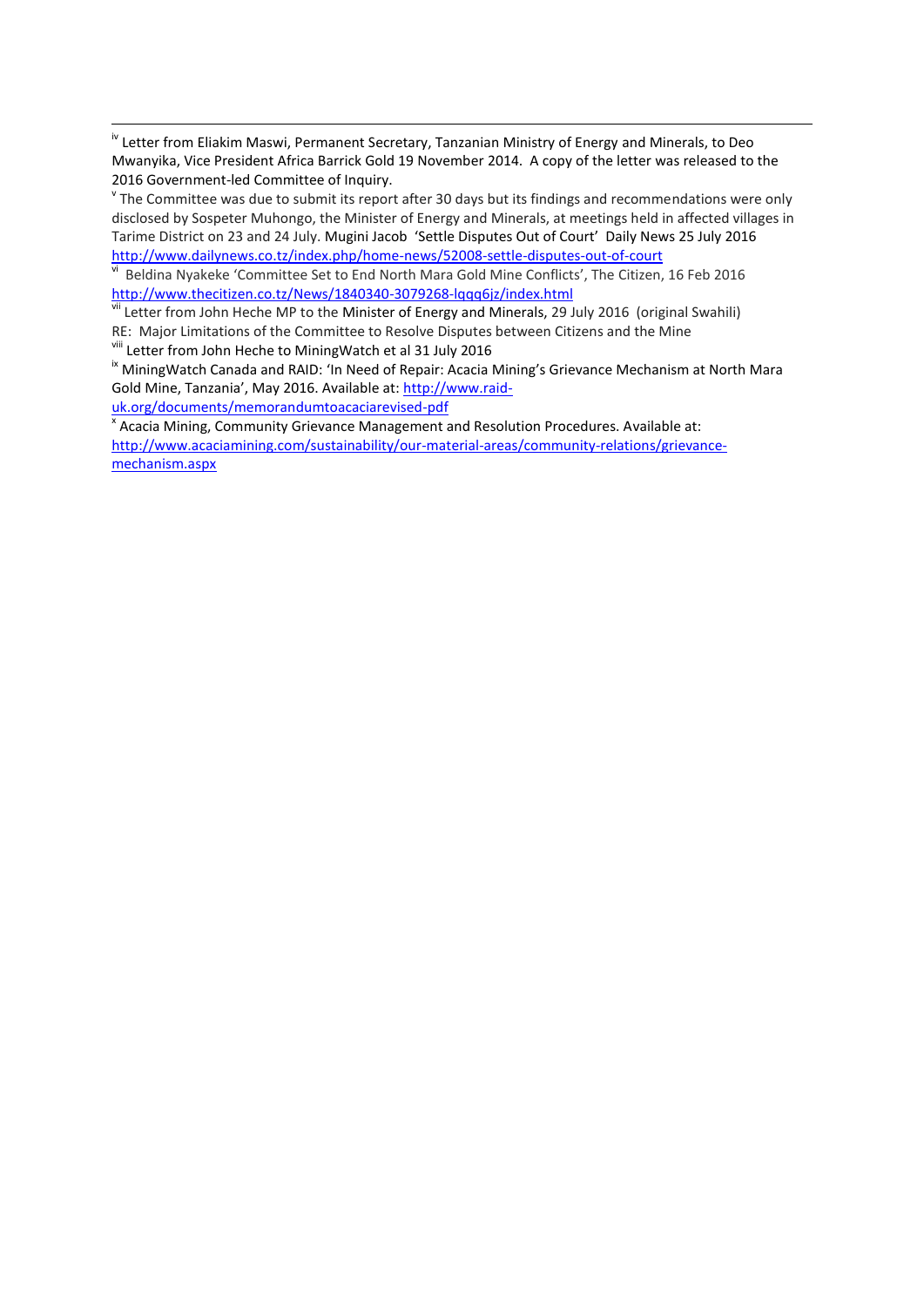---

[iv] Letter from Eliakim Maswi, Permanent Secretary, Tanzanian Ministry of Energy and Minerals, to Deo Mwanyika, Vice President Africa Barrick Gold 19 November 2014. A copy of the letter was released to the 2016 Government-led Committee of Inquiry.

[v] The Committee was due to submit its report after 30 days but its findings and recommendations were only disclosed by Sospeter Muhongo, the Minister of Energy and Minerals, at meetings held in affected villages in Tarime District on 23 and 24 July. Mugini Jacob 'Settle Disputes Out of Court' Daily News 25 July 2016 http://www.dailynews.co.tz/index.php/home-news/52008-settle-disputes-out-of-court

[vi] Beldina Nyakeke 'Committee Set to End North Mara Gold Mine Conflicts', The Citizen, 16 Feb 2016 http://www.thecitizen.co.tz/News/1840340-3079268-lqqq6jz/index.html

[vii] Letter from John Heche MP to the Minister of Energy and Minerals, 29 July 2016 (original Swahili) RE: Major Limitations of the Committee to Resolve Disputes between Citizens and the Mine

[viii] Letter from John Heche to MiningWatch et al 31 July 2016

[ix] MiningWatch Canada and RAID: 'In Need of Repair: Acacia Mining's Grievance Mechanism at North Mara Gold Mine, Tanzania', May 2016. Available at: http://www.raid-uk.org/documents/memorandumtoacaciarevised-pdf

[x] Acacia Mining, Community Grievance Management and Resolution Procedures. Available at: http://www.acaciamining.com/sustainability/our-material-areas/community-relations/grievance-mechanism.aspx